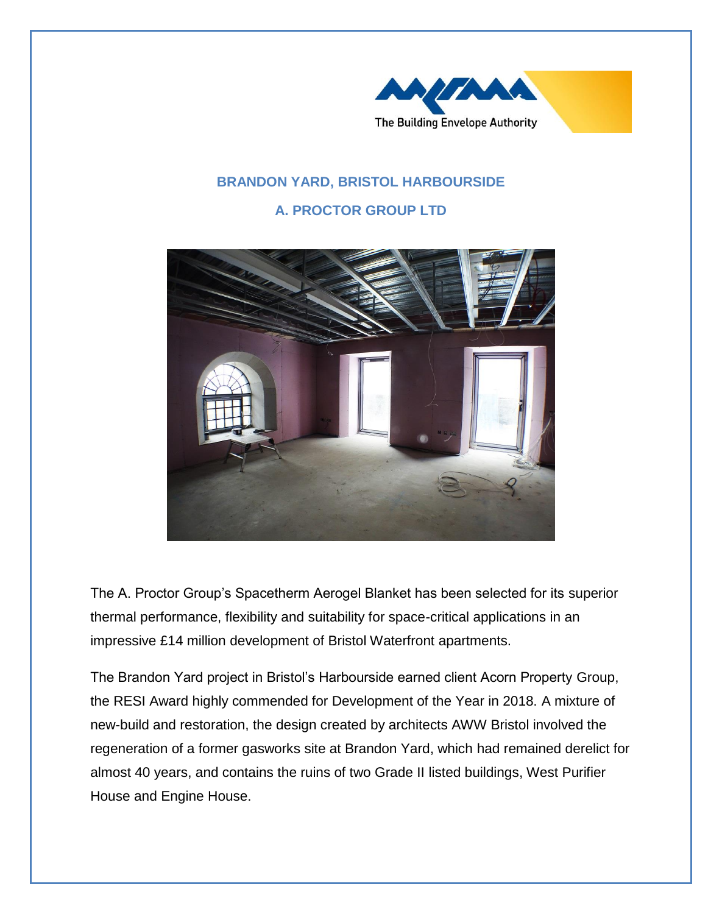The Building Envelope Authority

## BRANDON YARD, BRISTOL HARBOURSIDE

## A. PROCTOR GROUP LTD

The A. Proctor Group's Spacetherm Aerogel Blanket has been selected for its superior thermal performance, flexibility and suitability for space-critical applications in an impressive £14 million development of Bristol Waterfront apartments.

The Brandon Yard project in Bristol's Harbourside earned client Acorn Property Group, the RESI Award highly commended for Development of the Year in 2018. A mixture of new-build and restoration, the design created by architects AWW Bristol involved the regeneration of a former gasworks site at Brandon Yard, which had remained derelict for almost 40 years, and contains the ruins of two Grade II listed buildings, West Purifier House and Engine House.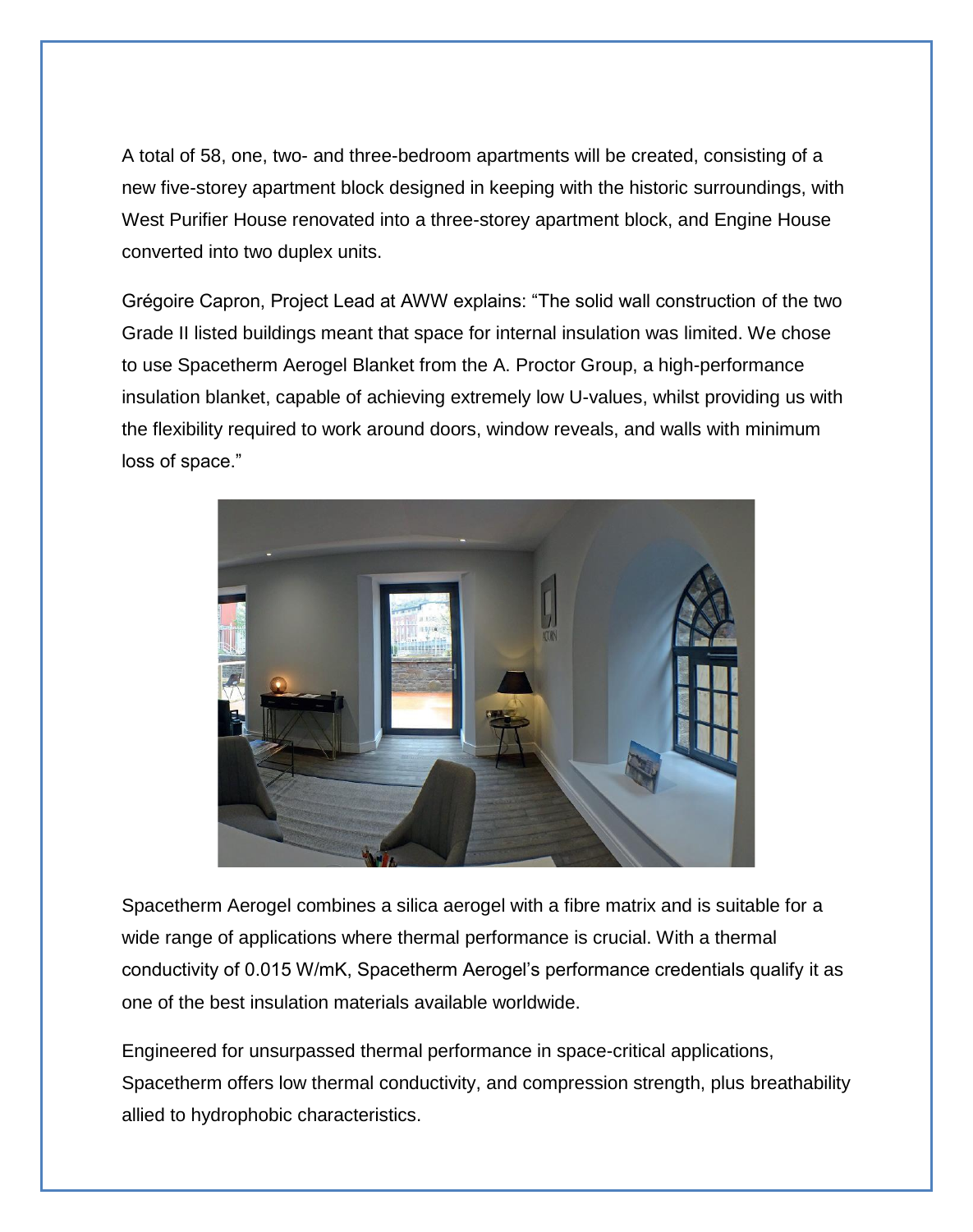A total of 58, one, two- and three-bedroom apartments will be created, consisting of a new five-storey apartment block designed in keeping with the historic surroundings, with West Purifier House renovated into a three-storey apartment block, and Engine House converted into two duplex units.

Grégoire Capron, Project Lead at AWW explains: "The solid wall construction of the two Grade II listed buildings meant that space for internal insulation was limited. We chose to use Spacetherm Aerogel Blanket from the A. Proctor Group, a high-performance insulation blanket, capable of achieving extremely low U-values, whilst providing us with the flexibility required to work around doors, window reveals, and walls with minimum loss of space."

Spacetherm Aerogel combines a silica aerogel with a fibre matrix and is suitable for a wide range of applications where thermal performance is crucial. With a thermal conductivity of 0.015 W/mK, Spacetherm Aerogel's performance credentials qualify it as one of the best insulation materials available worldwide.

Engineered for unsurpassed thermal performance in space-critical applications, Spacetherm offers low thermal conductivity, and compression strength, plus breathability allied to hydrophobic characteristics.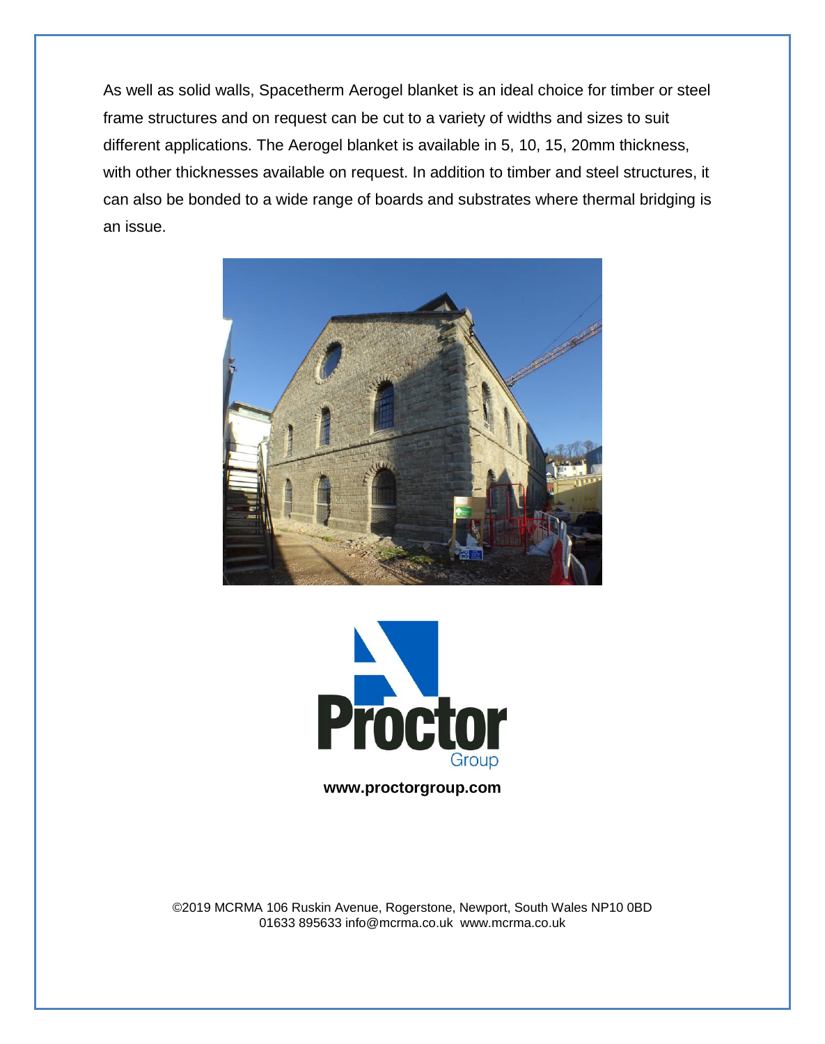As well as solid walls, Spacetherm Aerogel blanket is an ideal choice for timber or steel frame structures and on request can be cut to a variety of widths and sizes to suit different applications. The Aerogel blanket is available in 5, 10, 15, 20mm thickness, with other thicknesses available on request. In addition to timber and steel structures, it can also be bonded to a wide range of boards and substrates where thermal bridging is an issue.

**www.proctorgroup.com**

©2019 MCRMA 106 Ruskin Avenue, Rogerstone, Newport, South Wales NP10 0BD
01633 895633 info@mcrma.co.uk www.mcrma.co.uk